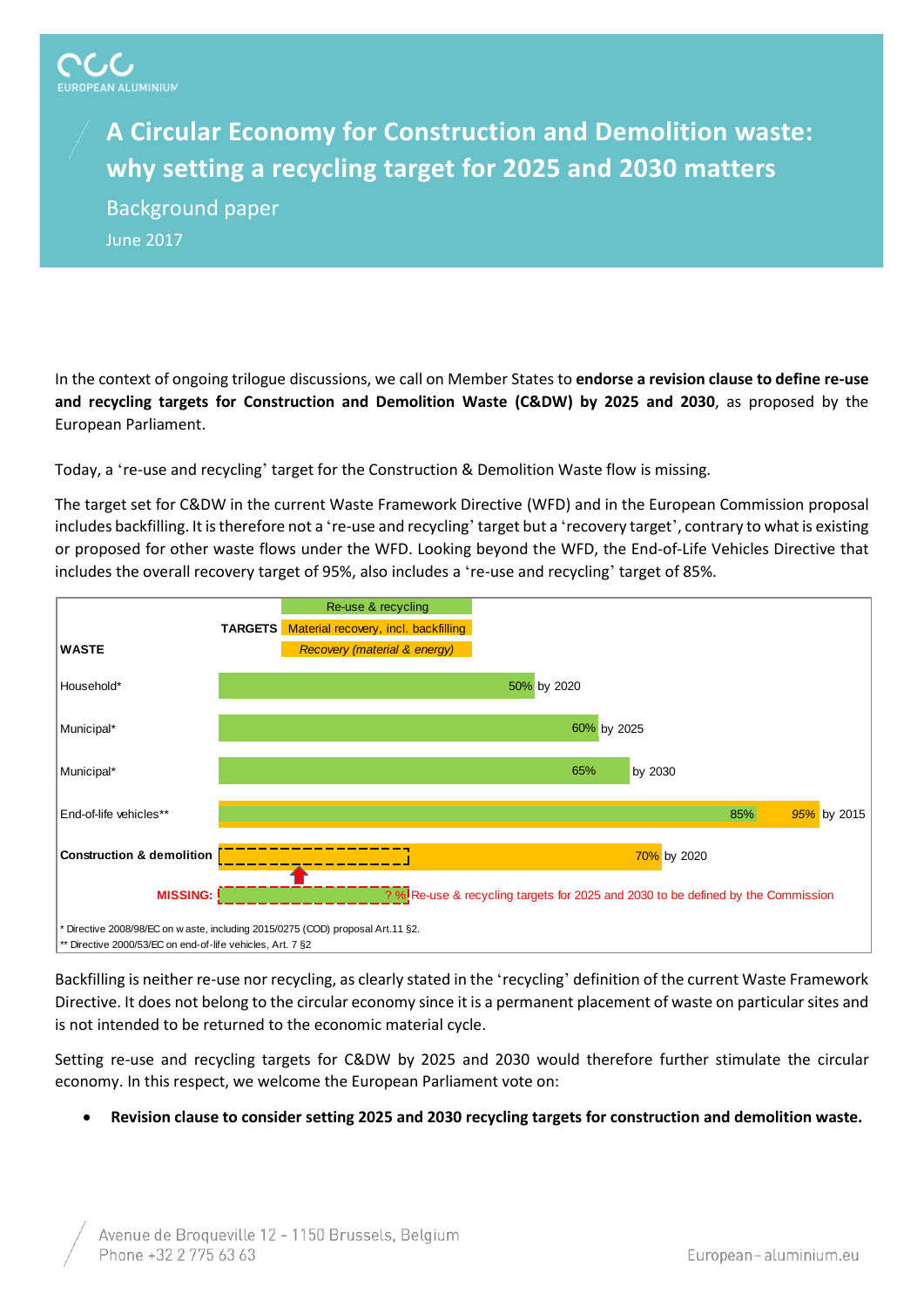EUROPEAN ALUMINIUM

# A Circular Economy for Construction and Demolition waste: why setting a recycling target for 2025 and 2030 matters

## Background paper

June 2017

In the context of ongoing trilogue discussions, we call on Member States to **endorse a revision clause to define re-use and recycling targets for Construction and Demolition Waste (C&DW) by 2025 and 2030**, as proposed by the European Parliament.

Today, a 're-use and recycling' target for the Construction & Demolition Waste flow is missing.

The target set for C&DW in the current Waste Framework Directive (WFD) and in the European Commission proposal includes backfilling. It is therefore not a 're-use and recycling' target but a 'recovery target', contrary to what is existing or proposed for other waste flows under the WFD. Looking beyond the WFD, the End-of-Life Vehicles Directive that includes the overall recovery target of 95%, also includes a 're-use and recycling' target of 85%.

TARGETS: Re-use & recycling / Material recovery, incl. backfilling / *Recovery (material & energy)*

| WASTE | TARGETS |
| --- | --- |
| Household* | 50% by 2020 |
| Municipal* | 60% by 2025 |
| Municipal* | 65% by 2030 |
| End-of-life vehicles** | 85% / *95%* by 2015 |
| **Construction & demolition** | 70% by 2020 |
| **MISSING:** | ? % Re-use & recycling targets for 2025 and 2030 to be defined by the Commission |

\* Directive 2008/98/EC on waste, including 2015/0275 (COD) proposal Art.11 §2.
\*\* Directive 2000/53/EC on end-of-life vehicles, Art. 7 §2

Backfilling is neither re-use nor recycling, as clearly stated in the 'recycling' definition of the current Waste Framework Directive. It does not belong to the circular economy since it is a permanent placement of waste on particular sites and is not intended to be returned to the economic material cycle.

Setting re-use and recycling targets for C&DW by 2025 and 2030 would therefore further stimulate the circular economy. In this respect, we welcome the European Parliament vote on:

- **Revision clause to consider setting 2025 and 2030 recycling targets for construction and demolition waste.**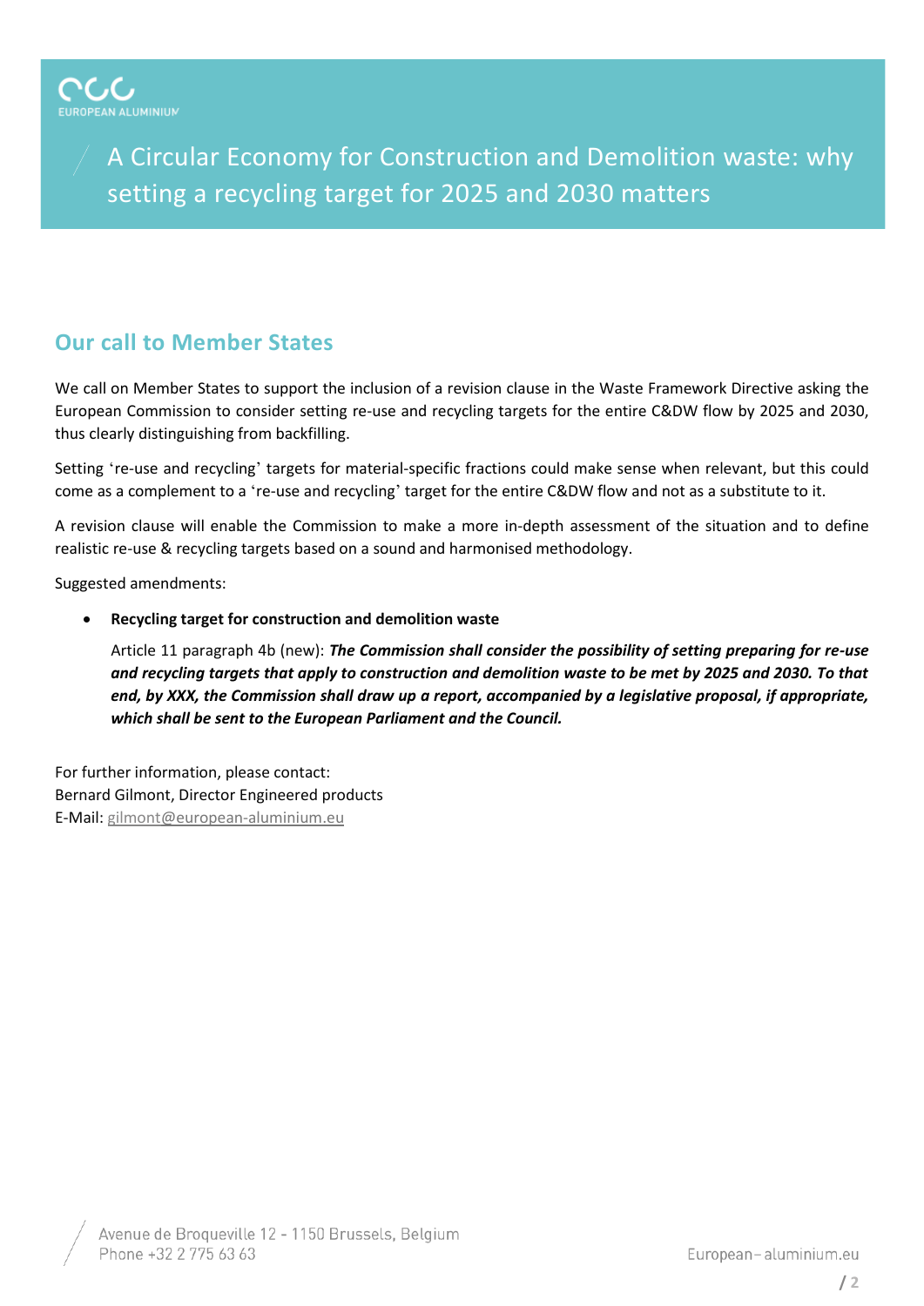# A Circular Economy for Construction and Demolition waste: why setting a recycling target for 2025 and 2030 matters

## Our call to Member States

We call on Member States to support the inclusion of a revision clause in the Waste Framework Directive asking the European Commission to consider setting re-use and recycling targets for the entire C&DW flow by 2025 and 2030, thus clearly distinguishing from backfilling.

Setting 're-use and recycling' targets for material-specific fractions could make sense when relevant, but this could come as a complement to a 're-use and recycling' target for the entire C&DW flow and not as a substitute to it.

A revision clause will enable the Commission to make a more in-depth assessment of the situation and to define realistic re-use & recycling targets based on a sound and harmonised methodology.

Suggested amendments:

- **Recycling target for construction and demolition waste**

  Article 11 paragraph 4b (new): ***The Commission shall consider the possibility of setting preparing for re-use and recycling targets that apply to construction and demolition waste to be met by 2025 and 2030. To that end, by XXX, the Commission shall draw up a report, accompanied by a legislative proposal, if appropriate, which shall be sent to the European Parliament and the Council.***

For further information, please contact:
Bernard Gilmont, Director Engineered products
E-Mail: gilmont@european-aluminium.eu